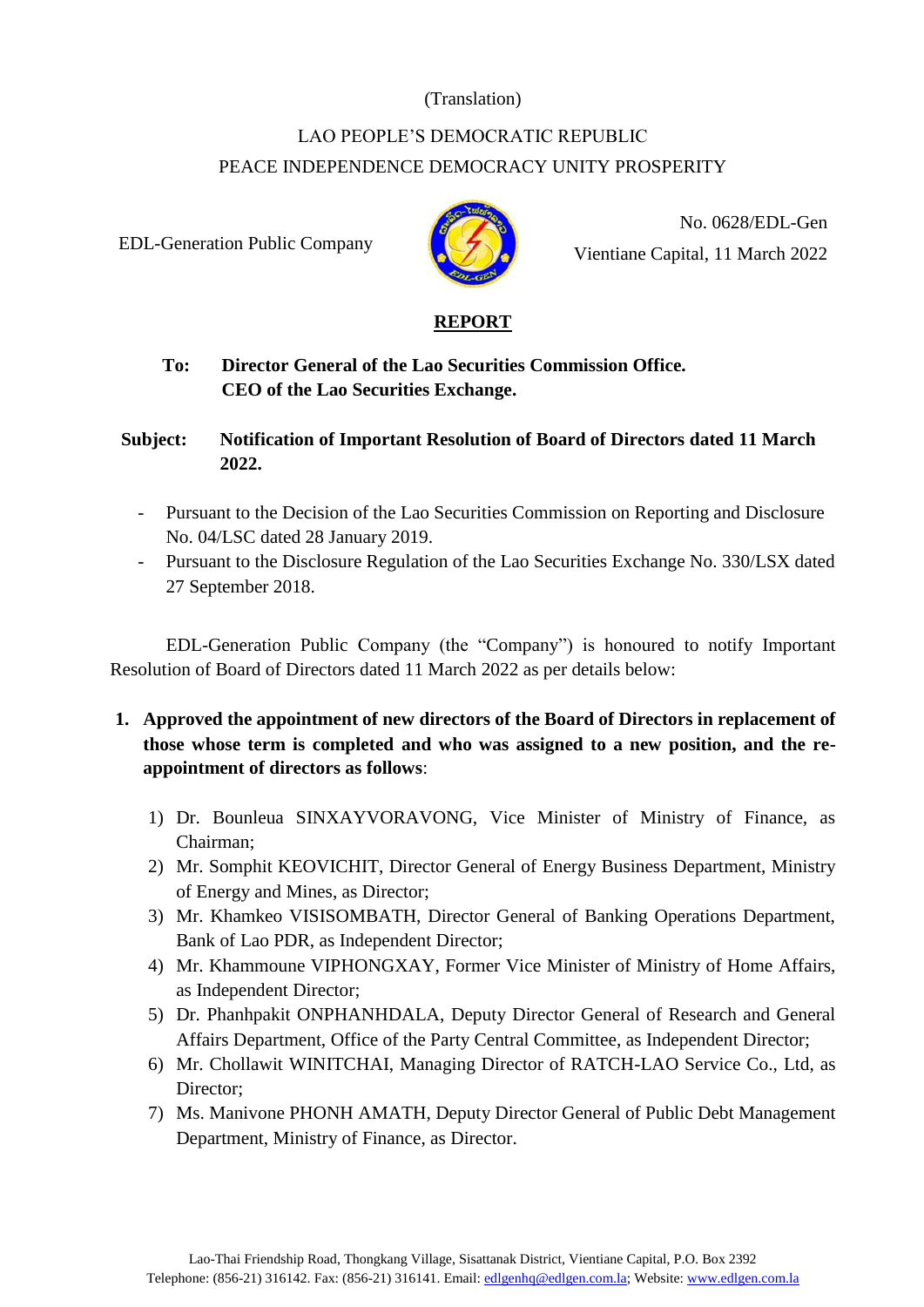(Translation)

LAO PEOPLE'S DEMOCRATIC REPUBLIC
PEACE INDEPENDENCE DEMOCRACY UNITY PROSPERITY

EDL-Generation Public Company

No. 0628/EDL-Gen
Vientiane Capital, 11 March 2022

## REPORT

**To: Director General of the Lao Securities Commission Office.**
**CEO of the Lao Securities Exchange.**

**Subject: Notification of Important Resolution of Board of Directors dated 11 March 2022.**

- Pursuant to the Decision of the Lao Securities Commission on Reporting and Disclosure No. 04/LSC dated 28 January 2019.
- Pursuant to the Disclosure Regulation of the Lao Securities Exchange No. 330/LSX dated 27 September 2018.

EDL-Generation Public Company (the "Company") is honoured to notify Important Resolution of Board of Directors dated 11 March 2022 as per details below:

1. **Approved the appointment of new directors of the Board of Directors in replacement of those whose term is completed and who was assigned to a new position, and the re-appointment of directors as follows**:

    1) Dr. Bounleua SINXAYVORAVONG, Vice Minister of Ministry of Finance, as Chairman;
    2) Mr. Somphit KEOVICHIT, Director General of Energy Business Department, Ministry of Energy and Mines, as Director;
    3) Mr. Khamkeo VISISOMBATH, Director General of Banking Operations Department, Bank of Lao PDR, as Independent Director;
    4) Mr. Khammoune VIPHONGXAY, Former Vice Minister of Ministry of Home Affairs, as Independent Director;
    5) Dr. Phanhpakit ONPHANHDALA, Deputy Director General of Research and General Affairs Department, Office of the Party Central Committee, as Independent Director;
    6) Mr. Chollawit WINITCHAI, Managing Director of RATCH-LAO Service Co., Ltd, as Director;
    7) Ms. Manivone PHONH AMATH, Deputy Director General of Public Debt Management Department, Ministry of Finance, as Director.

Lao-Thai Friendship Road, Thongkang Village, Sisattanak District, Vientiane Capital, P.O. Box 2392
Telephone: (856-21) 316142. Fax: (856-21) 316141. Email: edlgenhq@edlgen.com.la; Website: www.edlgen.com.la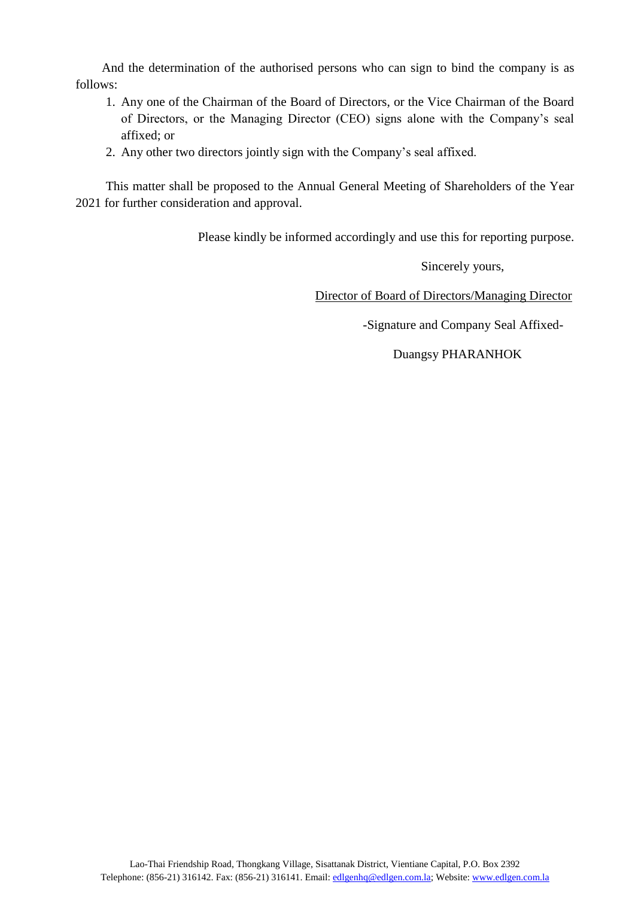And the determination of the authorised persons who can sign to bind the company is as follows:

1. Any one of the Chairman of the Board of Directors, or the Vice Chairman of the Board of Directors, or the Managing Director (CEO) signs alone with the Company's seal affixed; or
2. Any other two directors jointly sign with the Company's seal affixed.

This matter shall be proposed to the Annual General Meeting of Shareholders of the Year 2021 for further consideration and approval.

Please kindly be informed accordingly and use this for reporting purpose.

Sincerely yours,

Director of Board of Directors/Managing Director

-Signature and Company Seal Affixed-

Duangsy PHARANHOK

Lao-Thai Friendship Road, Thongkang Village, Sisattanak District, Vientiane Capital, P.O. Box 2392
Telephone: (856-21) 316142. Fax: (856-21) 316141. Email: edlgenhq@edlgen.com.la; Website: www.edlgen.com.la